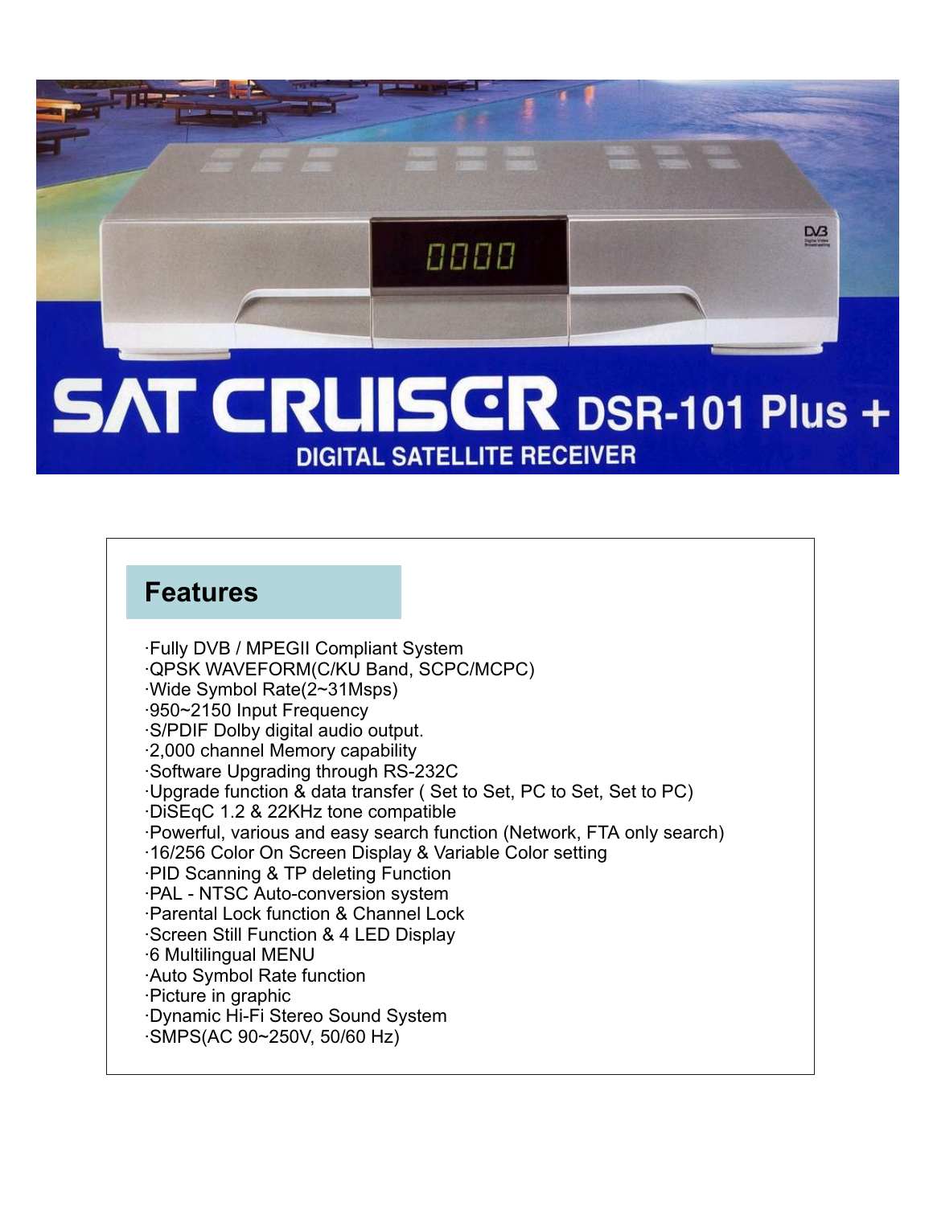# SAT CRUISER DSR-101 Plus +

DIGITAL SATELLITE RECEIVER

## Features

- ·Fully DVB / MPEGII Compliant System
- ·QPSK WAVEFORM(C/KU Band, SCPC/MCPC)
- ·Wide Symbol Rate(2~31Msps)
- ·950~2150 Input Frequency
- ·S/PDIF Dolby digital audio output.
- ·2,000 channel Memory capability
- ·Software Upgrading through RS-232C
- ·Upgrade function & data transfer ( Set to Set, PC to Set, Set to PC)
- ·DiSEqC 1.2 & 22KHz tone compatible
- ·Powerful, various and easy search function (Network, FTA only search)
- ·16/256 Color On Screen Display & Variable Color setting
- ·PID Scanning & TP deleting Function
- ·PAL - NTSC Auto-conversion system
- ·Parental Lock function & Channel Lock
- ·Screen Still Function & 4 LED Display
- ·6 Multilingual MENU
- ·Auto Symbol Rate function
- ·Picture in graphic
- ·Dynamic Hi-Fi Stereo Sound System
- ·SMPS(AC 90~250V, 50/60 Hz)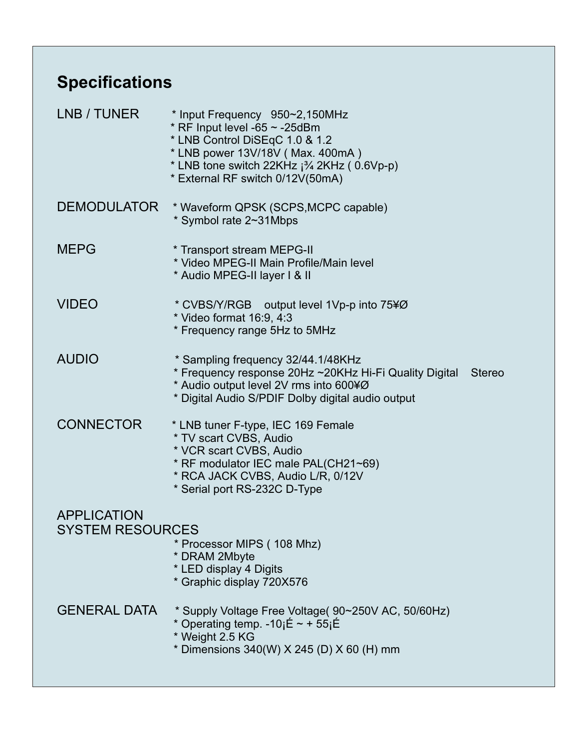## Specifications

LNB / TUNER
* Input Frequency 950~2,150MHz
* RF Input level -65 ~ -25dBm
* LNB Control DiSEqC 1.0 & 1.2
* LNB power 13V/18V ( Max. 400mA )
* LNB tone switch 22KHz ¡¾ 2KHz ( 0.6Vp-p)
* External RF switch 0/12V(50mA)

DEMODULATOR
* Waveform QPSK (SCPS,MCPC capable)
* Symbol rate 2~31Mbps

MEPG
* Transport stream MEPG-II
* Video MPEG-II Main Profile/Main level
* Audio MPEG-II layer I & II

VIDEO
* CVBS/Y/RGB output level 1Vp-p into 75¥Ø
* Video format 16:9, 4:3
* Frequency range 5Hz to 5MHz

AUDIO
* Sampling frequency 32/44.1/48KHz
* Frequency response 20Hz ~20KHz Hi-Fi Quality Digital Stereo
* Audio output level 2V rms into 600¥Ø
* Digital Audio S/PDIF Dolby digital audio output

CONNECTOR
* LNB tuner F-type, IEC 169 Female
* TV scart CVBS, Audio
* VCR scart CVBS, Audio
* RF modulator IEC male PAL(CH21~69)
* RCA JACK CVBS, Audio L/R, 0/12V
* Serial port RS-232C D-Type

APPLICATION
SYSTEM RESOURCES
* Processor MIPS ( 108 Mhz)
* DRAM 2Mbyte
* LED display 4 Digits
* Graphic display 720X576

GENERAL DATA
* Supply Voltage Free Voltage( 90~250V AC, 50/60Hz)
* Operating temp. -10¡É ~ + 55¡É
* Weight 2.5 KG
* Dimensions 340(W) X 245 (D) X 60 (H) mm